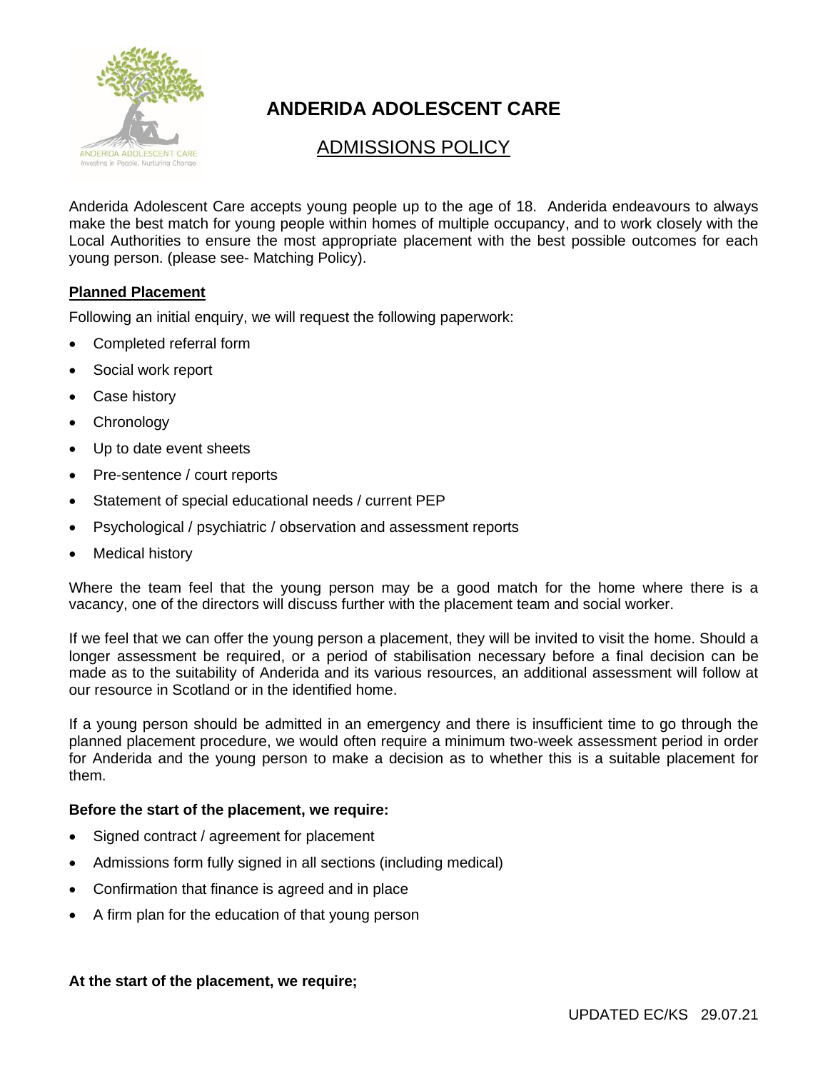# ANDERIDA ADOLESCENT CARE

## ADMISSIONS POLICY

Anderida Adolescent Care accepts young people up to the age of 18. Anderida endeavours to always make the best match for young people within homes of multiple occupancy, and to work closely with the Local Authorities to ensure the most appropriate placement with the best possible outcomes for each young person. (please see- Matching Policy).

### Planned Placement

Following an initial enquiry, we will request the following paperwork:

- Completed referral form
- Social work report
- Case history
- Chronology
- Up to date event sheets
- Pre-sentence / court reports
- Statement of special educational needs / current PEP
- Psychological / psychiatric / observation and assessment reports
- Medical history

Where the team feel that the young person may be a good match for the home where there is a vacancy, one of the directors will discuss further with the placement team and social worker.

If we feel that we can offer the young person a placement, they will be invited to visit the home. Should a longer assessment be required, or a period of stabilisation necessary before a final decision can be made as to the suitability of Anderida and its various resources, an additional assessment will follow at our resource in Scotland or in the identified home.

If a young person should be admitted in an emergency and there is insufficient time to go through the planned placement procedure, we would often require a minimum two-week assessment period in order for Anderida and the young person to make a decision as to whether this is a suitable placement for them.

**Before the start of the placement, we require:**

- Signed contract / agreement for placement
- Admissions form fully signed in all sections (including medical)
- Confirmation that finance is agreed and in place
- A firm plan for the education of that young person

**At the start of the placement, we require;**

UPDATED EC/KS 29.07.21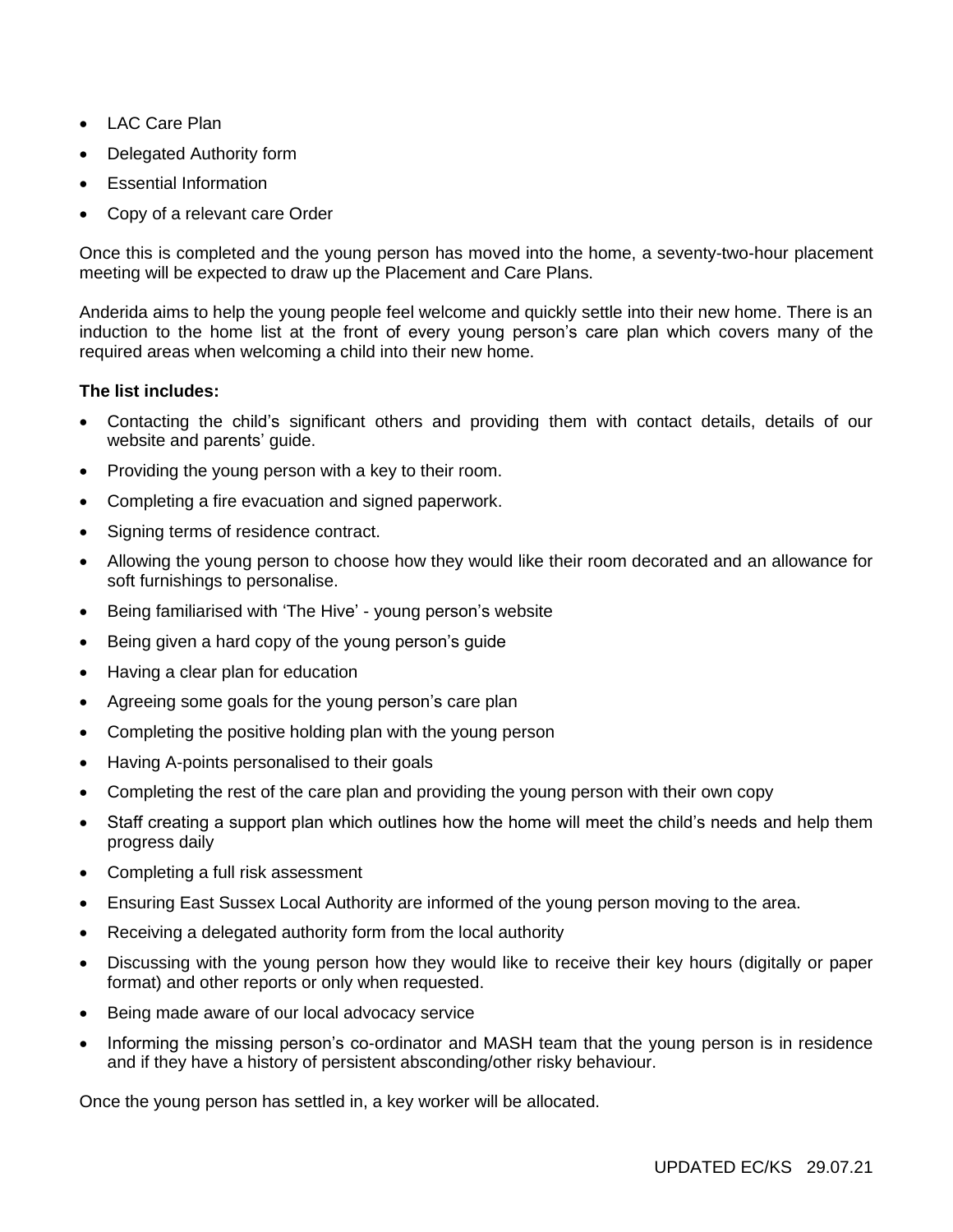- LAC Care Plan
- Delegated Authority form
- Essential Information
- Copy of a relevant care Order

Once this is completed and the young person has moved into the home, a seventy-two-hour placement meeting will be expected to draw up the Placement and Care Plans.

Anderida aims to help the young people feel welcome and quickly settle into their new home. There is an induction to the home list at the front of every young person's care plan which covers many of the required areas when welcoming a child into their new home.

**The list includes:**

- Contacting the child's significant others and providing them with contact details, details of our website and parents' guide.
- Providing the young person with a key to their room.
- Completing a fire evacuation and signed paperwork.
- Signing terms of residence contract.
- Allowing the young person to choose how they would like their room decorated and an allowance for soft furnishings to personalise.
- Being familiarised with 'The Hive' - young person's website
- Being given a hard copy of the young person's guide
- Having a clear plan for education
- Agreeing some goals for the young person's care plan
- Completing the positive holding plan with the young person
- Having A-points personalised to their goals
- Completing the rest of the care plan and providing the young person with their own copy
- Staff creating a support plan which outlines how the home will meet the child's needs and help them progress daily
- Completing a full risk assessment
- Ensuring East Sussex Local Authority are informed of the young person moving to the area.
- Receiving a delegated authority form from the local authority
- Discussing with the young person how they would like to receive their key hours (digitally or paper format) and other reports or only when requested.
- Being made aware of our local advocacy service
- Informing the missing person's co-ordinator and MASH team that the young person is in residence and if they have a history of persistent absconding/other risky behaviour.

Once the young person has settled in, a key worker will be allocated.

UPDATED EC/KS 29.07.21